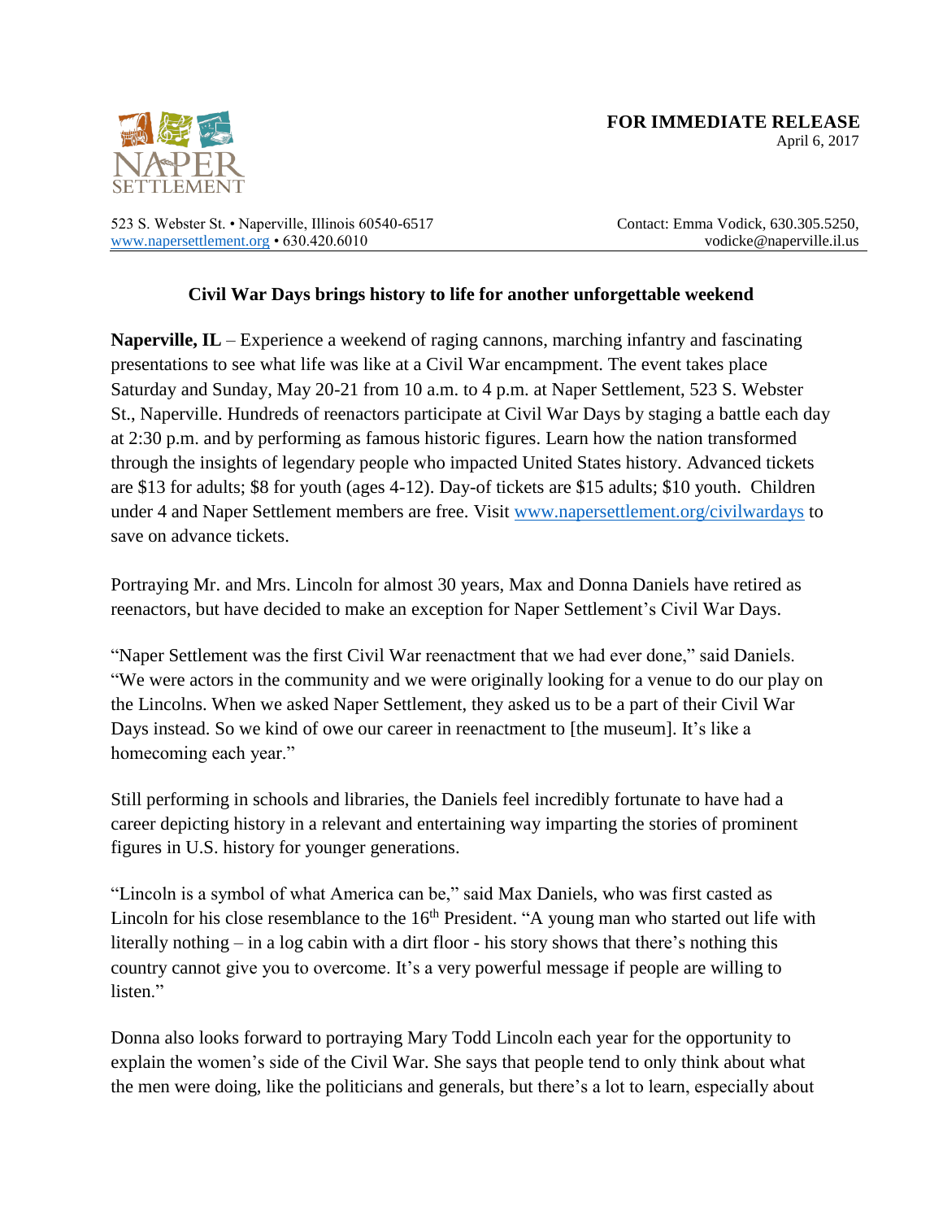NAPER SETTLEMENT

**FOR IMMEDIATE RELEASE**
April 6, 2017

523 S. Webster St. • Naperville, Illinois 60540-6517
www.napersettlement.org • 630.420.6010

Contact: Emma Vodick, 630.305.5250,
vodicke@naperville.il.us

**Civil War Days brings history to life for another unforgettable weekend**

**Naperville, IL** – Experience a weekend of raging cannons, marching infantry and fascinating presentations to see what life was like at a Civil War encampment. The event takes place Saturday and Sunday, May 20-21 from 10 a.m. to 4 p.m. at Naper Settlement, 523 S. Webster St., Naperville. Hundreds of reenactors participate at Civil War Days by staging a battle each day at 2:30 p.m. and by performing as famous historic figures. Learn how the nation transformed through the insights of legendary people who impacted United States history. Advanced tickets are $13 for adults; $8 for youth (ages 4-12). Day-of tickets are $15 adults; $10 youth. Children under 4 and Naper Settlement members are free. Visit [www.napersettlement.org/civilwardays](www.napersettlement.org/civilwardays) to save on advance tickets.

Portraying Mr. and Mrs. Lincoln for almost 30 years, Max and Donna Daniels have retired as reenactors, but have decided to make an exception for Naper Settlement's Civil War Days.

"Naper Settlement was the first Civil War reenactment that we had ever done," said Daniels. "We were actors in the community and we were originally looking for a venue to do our play on the Lincolns. When we asked Naper Settlement, they asked us to be a part of their Civil War Days instead. So we kind of owe our career in reenactment to [the museum]. It's like a homecoming each year."

Still performing in schools and libraries, the Daniels feel incredibly fortunate to have had a career depicting history in a relevant and entertaining way imparting the stories of prominent figures in U.S. history for younger generations.

"Lincoln is a symbol of what America can be," said Max Daniels, who was first casted as Lincoln for his close resemblance to the 16th President. "A young man who started out life with literally nothing – in a log cabin with a dirt floor - his story shows that there's nothing this country cannot give you to overcome. It's a very powerful message if people are willing to listen."

Donna also looks forward to portraying Mary Todd Lincoln each year for the opportunity to explain the women's side of the Civil War. She says that people tend to only think about what the men were doing, like the politicians and generals, but there's a lot to learn, especially about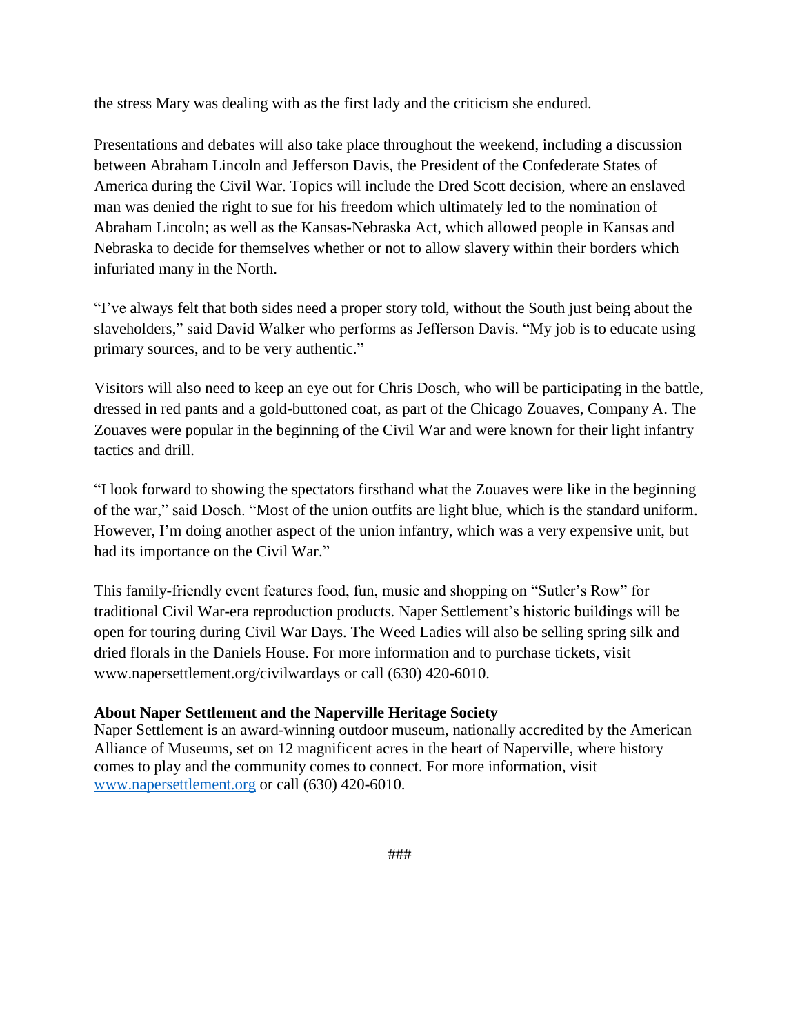the stress Mary was dealing with as the first lady and the criticism she endured.

Presentations and debates will also take place throughout the weekend, including a discussion between Abraham Lincoln and Jefferson Davis, the President of the Confederate States of America during the Civil War. Topics will include the Dred Scott decision, where an enslaved man was denied the right to sue for his freedom which ultimately led to the nomination of Abraham Lincoln; as well as the Kansas-Nebraska Act, which allowed people in Kansas and Nebraska to decide for themselves whether or not to allow slavery within their borders which infuriated many in the North.

"I've always felt that both sides need a proper story told, without the South just being about the slaveholders," said David Walker who performs as Jefferson Davis. "My job is to educate using primary sources, and to be very authentic."

Visitors will also need to keep an eye out for Chris Dosch, who will be participating in the battle, dressed in red pants and a gold-buttoned coat, as part of the Chicago Zouaves, Company A. The Zouaves were popular in the beginning of the Civil War and were known for their light infantry tactics and drill.

"I look forward to showing the spectators firsthand what the Zouaves were like in the beginning of the war," said Dosch. "Most of the union outfits are light blue, which is the standard uniform. However, I'm doing another aspect of the union infantry, which was a very expensive unit, but had its importance on the Civil War."

This family-friendly event features food, fun, music and shopping on "Sutler's Row" for traditional Civil War-era reproduction products. Naper Settlement's historic buildings will be open for touring during Civil War Days. The Weed Ladies will also be selling spring silk and dried florals in the Daniels House. For more information and to purchase tickets, visit www.napersettlement.org/civilwardays or call (630) 420-6010.

**About Naper Settlement and the Naperville Heritage Society**
Naper Settlement is an award-winning outdoor museum, nationally accredited by the American Alliance of Museums, set on 12 magnificent acres in the heart of Naperville, where history comes to play and the community comes to connect. For more information, visit www.napersettlement.org or call (630) 420-6010.

###